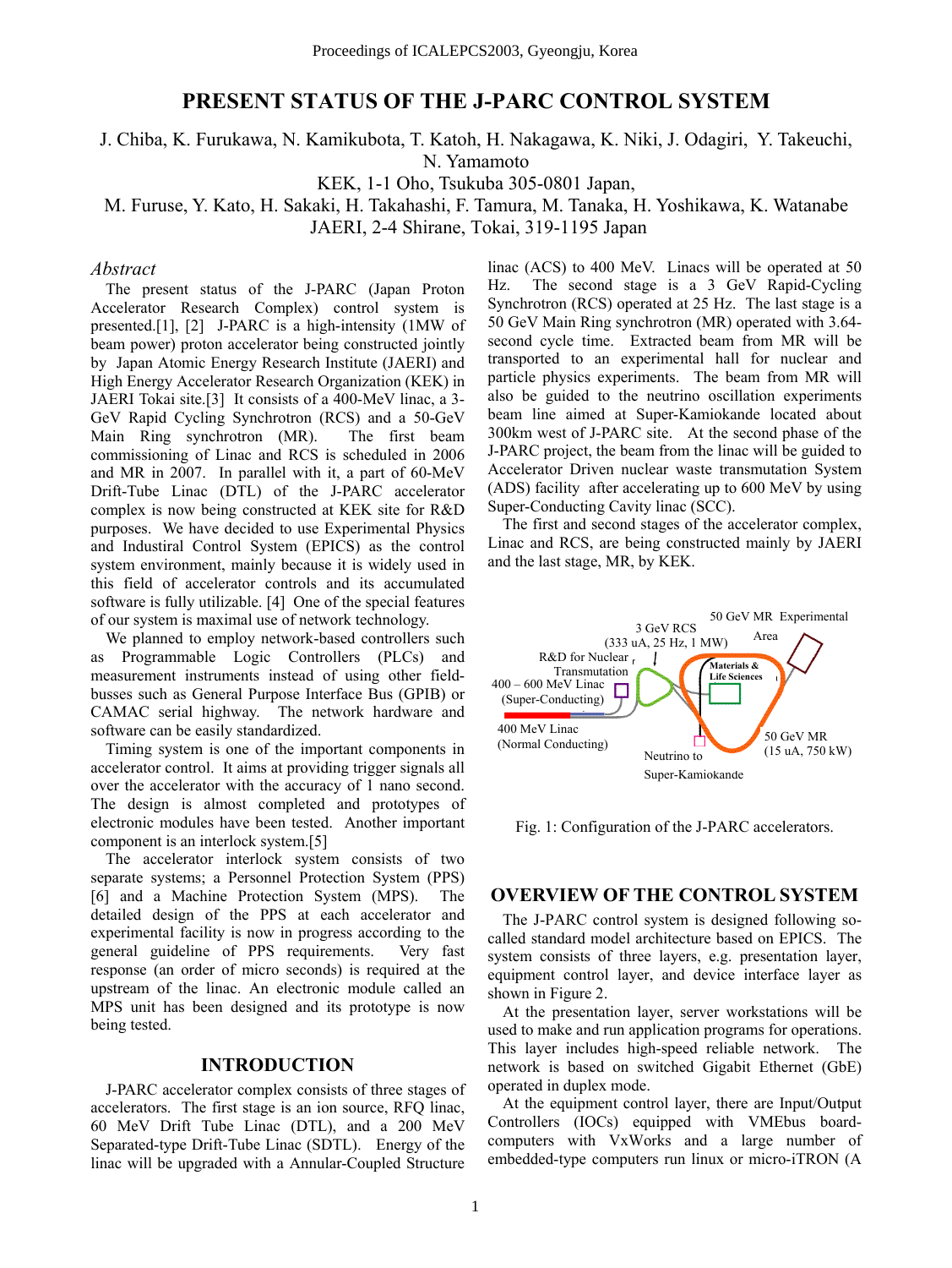# PRESENT STATUS OF THE J-PARC CONTROL SYSTEM

J. Chiba, K. Furukawa, N. Kamikubota, T. Katoh, H. Nakagawa, K. Niki, J. Odagiri, Y. Takeuchi, N. Yamamoto
KEK, 1-1 Oho, Tsukuba 305-0801 Japan,
M. Furuse, Y. Kato, H. Sakaki, H. Takahashi, F. Tamura, M. Tanaka, H. Yoshikawa, K. Watanabe
JAERI, 2-4 Shirane, Tokai, 319-1195 Japan

### *Abstract*

The present status of the J-PARC (Japan Proton Accelerator Research Complex) control system is presented.[1], [2] J-PARC is a high-intensity (1MW of beam power) proton accelerator being constructed jointly by Japan Atomic Energy Research Institute (JAERI) and High Energy Accelerator Research Organization (KEK) in JAERI Tokai site.[3] It consists of a 400-MeV linac, a 3-GeV Rapid Cycling Synchrotron (RCS) and a 50-GeV Main Ring synchrotron (MR). The first beam commissioning of Linac and RCS is scheduled in 2006 and MR in 2007. In parallel with it, a part of 60-MeV Drift-Tube Linac (DTL) of the J-PARC accelerator complex is now being constructed at KEK site for R&D purposes. We have decided to use Experimental Physics and Industrial Control System (EPICS) as the control system environment, mainly because it is widely used in this field of accelerator controls and its accumulated software is fully utilizable. [4] One of the special features of our system is maximal use of network technology.

We planned to employ network-based controllers such as Programmable Logic Controllers (PLCs) and measurement instruments instead of using other field-busses such as General Purpose Interface Bus (GPIB) or CAMAC serial highway. The network hardware and software can be easily standardized.

Timing system is one of the important components in accelerator control. It aims at providing trigger signals all over the accelerator with the accuracy of 1 nano second. The design is almost completed and prototypes of electronic modules have been tested. Another important component is an interlock system.[5]

The accelerator interlock system consists of two separate systems; a Personnel Protection System (PPS) [6] and a Machine Protection System (MPS). The detailed design of the PPS at each accelerator and experimental facility is now in progress according to the general guideline of PPS requirements. Very fast response (an order of micro seconds) is required at the upstream of the linac. An electronic module called an MPS unit has been designed and its prototype is now being tested.

## INTRODUCTION

J-PARC accelerator complex consists of three stages of accelerators. The first stage is an ion source, RFQ linac, 60 MeV Drift Tube Linac (DTL), and a 200 MeV Separated-type Drift-Tube Linac (SDTL). Energy of the linac will be upgraded with a Annular-Coupled Structure linac (ACS) to 400 MeV. Linacs will be operated at 50 Hz. The second stage is a 3 GeV Rapid-Cycling Synchrotron (RCS) operated at 25 Hz. The last stage is a 50 GeV Main Ring synchrotron (MR) operated with 3.64-second cycle time. Extracted beam from MR will be transported to an experimental hall for nuclear and particle physics experiments. The beam from MR will also be guided to the neutrino oscillation experiments beam line aimed at Super-Kamiokande located about 300km west of J-PARC site. At the second phase of the J-PARC project, the beam from the linac will be guided to Accelerator Driven nuclear waste transmutation System (ADS) facility after accelerating up to 600 MeV by using Super-Conducting Cavity linac (SCC).

The first and second stages of the accelerator complex, Linac and RCS, are being constructed mainly by JAERI and the last stage, MR, by KEK.

Fig. 1: Configuration of the J-PARC accelerators.

## OVERVIEW OF THE CONTROL SYSTEM

The J-PARC control system is designed following so-called standard model architecture based on EPICS. The system consists of three layers, e.g. presentation layer, equipment control layer, and device interface layer as shown in Figure 2.

At the presentation layer, server workstations will be used to make and run application programs for operations. This layer includes high-speed reliable network. The network is based on switched Gigabit Ethernet (GbE) operated in duplex mode.

At the equipment control layer, there are Input/Output Controllers (IOCs) equipped with VMEbus board-computers with VxWorks and a large number of embedded-type computers run linux or micro-iTRON (A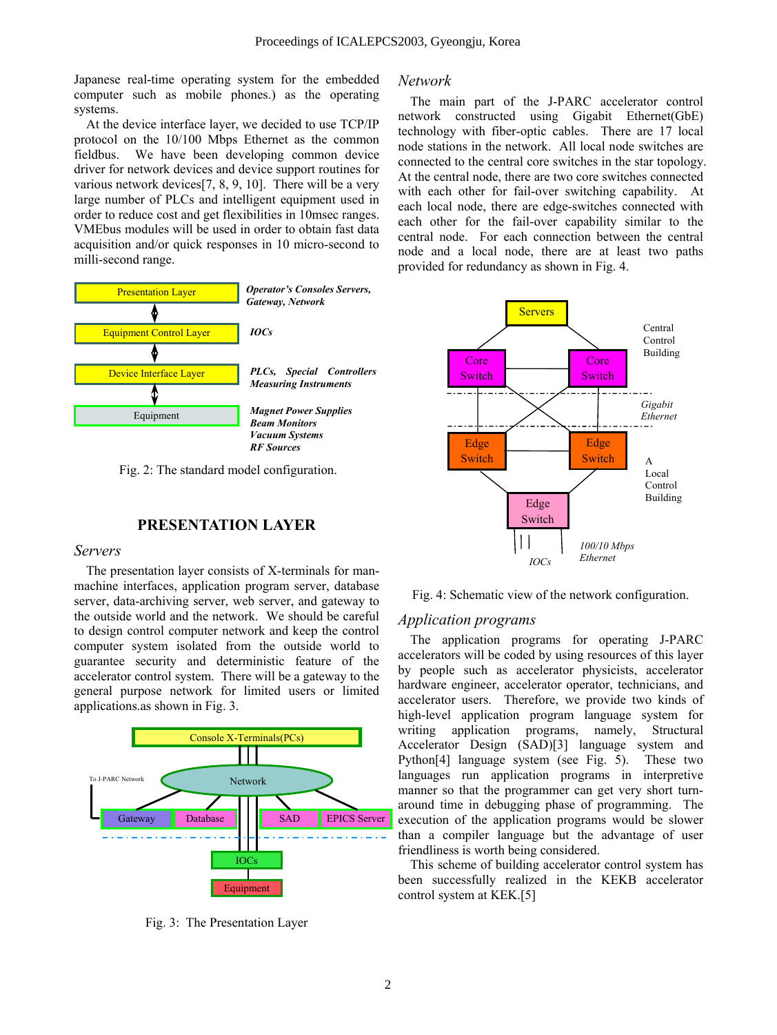Japanese real-time operating system for the embedded computer such as mobile phones.) as the operating systems.

At the device interface layer, we decided to use TCP/IP protocol on the 10/100 Mbps Ethernet as the common fieldbus. We have been developing common device driver for network devices and device support routines for various network devices[7, 8, 9, 10]. There will be a very large number of PLCs and intelligent equipment used in order to reduce cost and get flexibilities in 10msec ranges. VMEbus modules will be used in order to obtain fast data acquisition and/or quick responses in 10 micro-second to milli-second range.

Fig. 2: The standard model configuration.

## PRESENTATION LAYER

### *Servers*

The presentation layer consists of X-terminals for man-machine interfaces, application program server, database server, data-archiving server, web server, and gateway to the outside world and the network. We should be careful to design control computer network and keep the control computer system isolated from the outside world to guarantee security and deterministic feature of the accelerator control system. There will be a gateway to the general purpose network for limited users or limited applications.as shown in Fig. 3.

Fig. 3: The Presentation Layer

### *Network*

The main part of the J-PARC accelerator control network constructed using Gigabit Ethernet(GbE) technology with fiber-optic cables. There are 17 local node stations in the network. All local node switches are connected to the central core switches in the star topology. At the central node, there are two core switches connected with each other for fail-over switching capability. At each local node, there are edge-switches connected with each other for the fail-over capability similar to the central node. For each connection between the central node and a local node, there are at least two paths provided for redundancy as shown in Fig. 4.

Fig. 4: Schematic view of the network configuration.

### *Application programs*

The application programs for operating J-PARC accelerators will be coded by using resources of this layer by people such as accelerator physicists, accelerator hardware engineer, accelerator operator, technicians, and accelerator users. Therefore, we provide two kinds of high-level application program language system for writing application programs, namely, Structural Accelerator Design (SAD)[3] language system and Python[4] language system (see Fig. 5). These two languages run application programs in interpretive manner so that the programmer can get very short turn-around time in debugging phase of programming. The execution of the application programs would be slower than a compiler language but the advantage of user friendliness is worth being considered.

This scheme of building accelerator control system has been successfully realized in the KEKB accelerator control system at KEK.[5]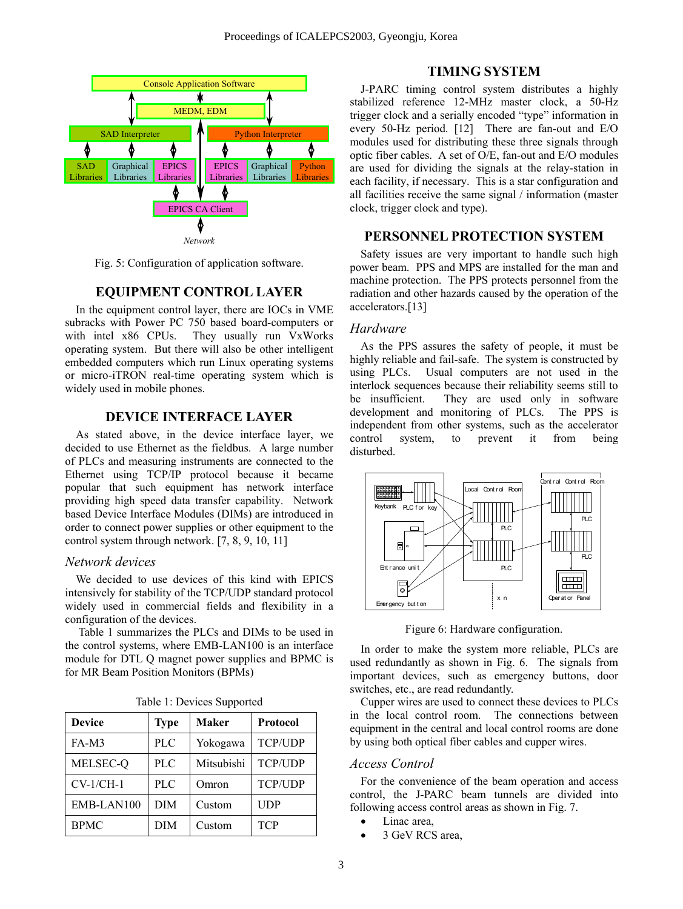Fig. 5: Configuration of application software.

## EQUIPMENT CONTROL LAYER

In the equipment control layer, there are IOCs in VME subracks with Power PC 750 based board-computers or with intel x86 CPUs. They usually run VxWorks operating system. But there will also be other intelligent embedded computers which run Linux operating systems or micro-iTRON real-time operating system which is widely used in mobile phones.

## DEVICE INTERFACE LAYER

As stated above, in the device interface layer, we decided to use Ethernet as the fieldbus. A large number of PLCs and measuring instruments are connected to the Ethernet using TCP/IP protocol because it became popular that such equipment has network interface providing high speed data transfer capability. Network based Device Interface Modules (DIMs) are introduced in order to connect power supplies or other equipment to the control system through network. [7, 8, 9, 10, 11]

### *Network devices*

We decided to use devices of this kind with EPICS intensively for stability of the TCP/UDP standard protocol widely used in commercial fields and flexibility in a configuration of the devices.

Table 1 summarizes the PLCs and DIMs to be used in the control systems, where EMB-LAN100 is an interface module for DTL Q magnet power supplies and BPMC is for MR Beam Position Monitors (BPMs)

Table 1: Devices Supported

| Device | Type | Maker | Protocol |
|---|---|---|---|
| FA-M3 | PLC | Yokogawa | TCP/UDP |
| MELSEC-Q | PLC | Mitsubishi | TCP/UDP |
| CV-1/CH-1 | PLC | Omron | TCP/UDP |
| EMB-LAN100 | DIM | Custom | UDP |
| BPMC | DIM | Custom | TCP |

## TIMING SYSTEM

J-PARC timing control system distributes a highly stabilized reference 12-MHz master clock, a 50-Hz trigger clock and a serially encoded "type" information in every 50-Hz period. [12] There are fan-out and E/O modules used for distributing these three signals through optic fiber cables. A set of O/E, fan-out and E/O modules are used for dividing the signals at the relay-station in each facility, if necessary. This is a star configuration and all facilities receive the same signal / information (master clock, trigger clock and type).

## PERSONNEL PROTECTION SYSTEM

Safety issues are very important to handle such high power beam. PPS and MPS are installed for the man and machine protection. The PPS protects personnel from the radiation and other hazards caused by the operation of the accelerators.[13]

### *Hardware*

As the PPS assures the safety of people, it must be highly reliable and fail-safe. The system is constructed by using PLCs. Usual computers are not used in the interlock sequences because their reliability seems still to be insufficient. They are used only in software development and monitoring of PLCs. The PPS is independent from other systems, such as the accelerator control system, to prevent it from being disturbed.

Figure 6: Hardware configuration.

In order to make the system more reliable, PLCs are used redundantly as shown in Fig. 6. The signals from important devices, such as emergency buttons, door switches, etc., are read redundantly.

Cupper wires are used to connect these devices to PLCs in the local control room. The connections between equipment in the central and local control rooms are done by using both optical fiber cables and cupper wires.

### *Access Control*

For the convenience of the beam operation and access control, the J-PARC beam tunnels are divided into following access control areas as shown in Fig. 7.

- Linac area,
- 3 GeV RCS area,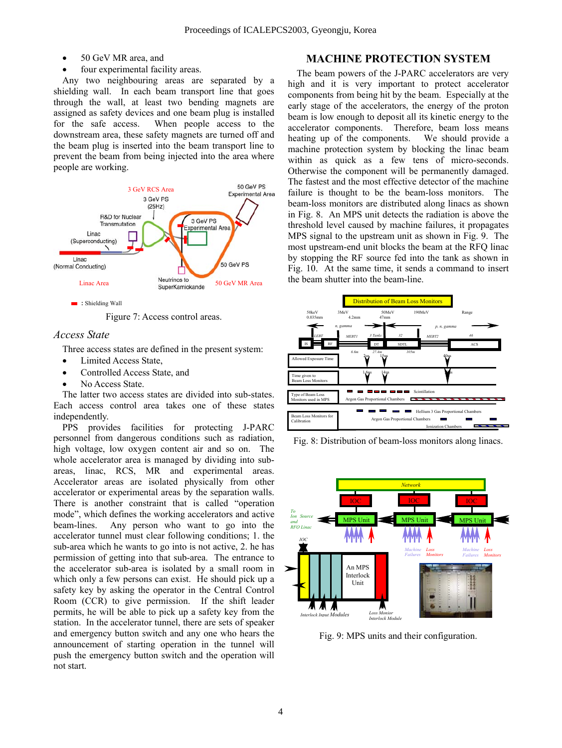- 50 GeV MR area, and
- four experimental facility areas.

Any two neighbouring areas are separated by a shielding wall. In each beam transport line that goes through the wall, at least two bending magnets are assigned as safety devices and one beam plug is installed for the safe access. When people access to the downstream area, these safety magnets are turned off and the beam plug is inserted into the beam transport line to prevent the beam from being injected into the area where people are working.

Figure 7: Access control areas.

### *Access State*

Three access states are defined in the present system:

- Limited Access State,
- Controlled Access State, and
- No Access State.

The latter two access states are divided into sub-states. Each access control area takes one of these states independently.

PPS provides facilities for protecting J-PARC personnel from dangerous conditions such as radiation, high voltage, low oxygen content air and so on. The whole accelerator area is managed by dividing into sub-areas, linac, RCS, MR and experimental areas. Accelerator areas are isolated physically from other accelerator or experimental areas by the separation walls. There is another constraint that is called "operation mode", which defines the working accelerators and active beam-lines. Any person who want to go into the accelerator tunnel must clear following conditions; 1. the sub-area which he wants to go into is not active, 2. he has permission of getting into that sub-area. The entrance to the accelerator sub-area is isolated by a small room in which only a few persons can exist. He should pick up a safety key by asking the operator in the Central Control Room (CCR) to give permission. If the shift leader permits, he will be able to pick up a safety key from the station. In the accelerator tunnel, there are sets of speaker and emergency button switch and any one who hears the announcement of starting operation in the tunnel will push the emergency button switch and the operation will not start.

## MACHINE PROTECTION SYSTEM

The beam powers of the J-PARC accelerators are very high and it is very important to protect accelerator components from being hit by the beam. Especially at the early stage of the accelerators, the energy of the proton beam is low enough to deposit all its kinetic energy to the accelerator components. Therefore, beam loss means heating up of the components. We should provide a machine protection system by blocking the linac beam within as quick as a few tens of micro-seconds. Otherwise the component will be permanently damaged. The fastest and the most effective detector of the machine failure is thought to be the beam-loss monitors. The beam-loss monitors are distributed along linacs as shown in Fig. 8. An MPS unit detects the radiation is above the threshold level caused by machine failures, it propagates MPS signal to the upstream unit as shown in Fig. 9. The most upstream-end unit blocks the beam at the RFQ linac by stopping the RF source fed into the tank as shown in Fig. 10. At the same time, it sends a command to insert the beam shutter into the beam-line.

Fig. 8: Distribution of beam-loss monitors along linacs.

Fig. 9: MPS units and their configuration.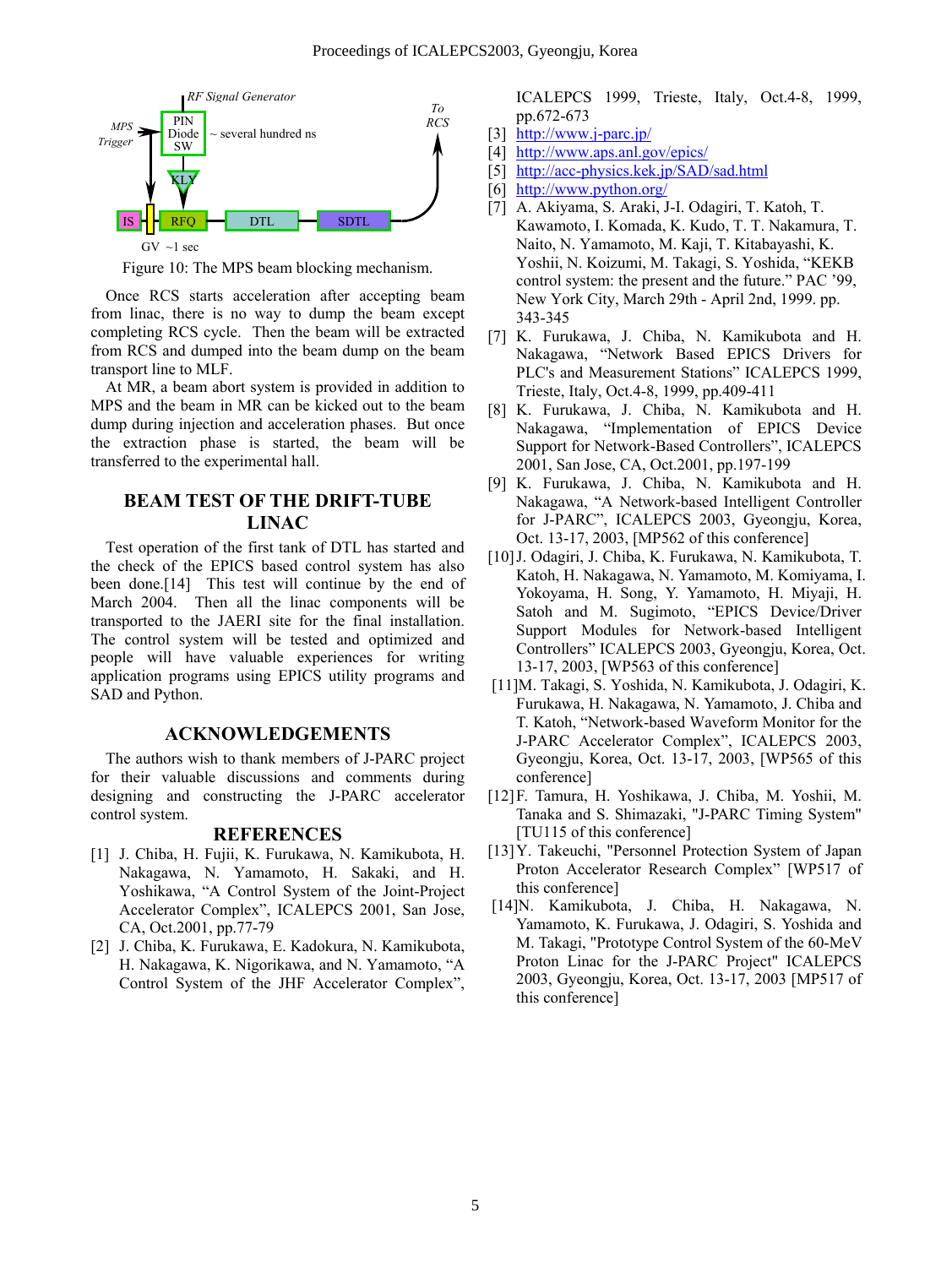RF Signal Generator

MPS Trigger

PIN Diode SW

~ several hundred ns

To RCS

KLY

IS

RFQ

DTL

SDTL

GV ~1 sec

Figure 10: The MPS beam blocking mechanism.

Once RCS starts acceleration after accepting beam from linac, there is no way to dump the beam except completing RCS cycle. Then the beam will be extracted from RCS and dumped into the beam dump on the beam transport line to MLF.

At MR, a beam abort system is provided in addition to MPS and the beam in MR can be kicked out to the beam dump during injection and acceleration phases. But once the extraction phase is started, the beam will be transferred to the experimental hall.

## BEAM TEST OF THE DRIFT-TUBE LINAC

Test operation of the first tank of DTL has started and the check of the EPICS based control system has also been done.[14] This test will continue by the end of March 2004. Then all the linac components will be transported to the JAERI site for the final installation. The control system will be tested and optimized and people will have valuable experiences for writing application programs using EPICS utility programs and SAD and Python.

## ACKNOWLEDGEMENTS

The authors wish to thank members of J-PARC project for their valuable discussions and comments during designing and constructing the J-PARC accelerator control system.

## REFERENCES

[1] J. Chiba, H. Fujii, K. Furukawa, N. Kamikubota, H. Nakagawa, N. Yamamoto, H. Sakaki, and H. Yoshikawa, "A Control System of the Joint-Project Accelerator Complex", ICALEPCS 2001, San Jose, CA, Oct.2001, pp.77-79

[2] J. Chiba, K. Furukawa, E. Kadokura, N. Kamikubota, H. Nakagawa, K. Nigorikawa, and N. Yamamoto, "A Control System of the JHF Accelerator Complex", ICALEPCS 1999, Trieste, Italy, Oct.4-8, 1999, pp.672-673

[3] http://www.j-parc.jp/

[4] http://www.aps.anl.gov/epics/

[5] http://acc-physics.kek.jp/SAD/sad.html

[6] http://www.python.org/

[7] A. Akiyama, S. Araki, J-I. Odagiri, T. Katoh, T. Kawamoto, I. Komada, K. Kudo, T. T. Nakamura, T. Naito, N. Yamamoto, M. Kaji, T. Kitabayashi, K. Yoshii, N. Koizumi, M. Takagi, S. Yoshida, "KEKB control system: the present and the future." PAC '99, New York City, March 29th - April 2nd, 1999. pp. 343-345

[7] K. Furukawa, J. Chiba, N. Kamikubota and H. Nakagawa, "Network Based EPICS Drivers for PLC's and Measurement Stations" ICALEPCS 1999, Trieste, Italy, Oct.4-8, 1999, pp.409-411

[8] K. Furukawa, J. Chiba, N. Kamikubota and H. Nakagawa, "Implementation of EPICS Device Support for Network-Based Controllers", ICALEPCS 2001, San Jose, CA, Oct.2001, pp.197-199

[9] K. Furukawa, J. Chiba, N. Kamikubota and H. Nakagawa, "A Network-based Intelligent Controller for J-PARC", ICALEPCS 2003, Gyeongju, Korea, Oct. 13-17, 2003, [MP562 of this conference]

[10] J. Odagiri, J. Chiba, K. Furukawa, N. Kamikubota, T. Katoh, H. Nakagawa, N. Yamamoto, M. Komiyama, I. Yokoyama, H. Song, Y. Yamamoto, H. Miyaji, H. Satoh and M. Sugimoto, "EPICS Device/Driver Support Modules for Network-based Intelligent Controllers" ICALEPCS 2003, Gyeongju, Korea, Oct. 13-17, 2003, [WP563 of this conference]

[11] M. Takagi, S. Yoshida, N. Kamikubota, J. Odagiri, K. Furukawa, H. Nakagawa, N. Yamamoto, J. Chiba and T. Katoh, "Network-based Waveform Monitor for the J-PARC Accelerator Complex", ICALEPCS 2003, Gyeongju, Korea, Oct. 13-17, 2003, [WP565 of this conference]

[12] F. Tamura, H. Yoshikawa, J. Chiba, M. Yoshii, M. Tanaka and S. Shimazaki, "J-PARC Timing System" [TU115 of this conference]

[13] Y. Takeuchi, "Personnel Protection System of Japan Proton Accelerator Research Complex" [WP517 of this conference]

[14] N. Kamikubota, J. Chiba, H. Nakagawa, N. Yamamoto, K. Furukawa, J. Odagiri, S. Yoshida and M. Takagi, "Prototype Control System of the 60-MeV Proton Linac for the J-PARC Project" ICALEPCS 2003, Gyeongju, Korea, Oct. 13-17, 2003 [MP517 of this conference]